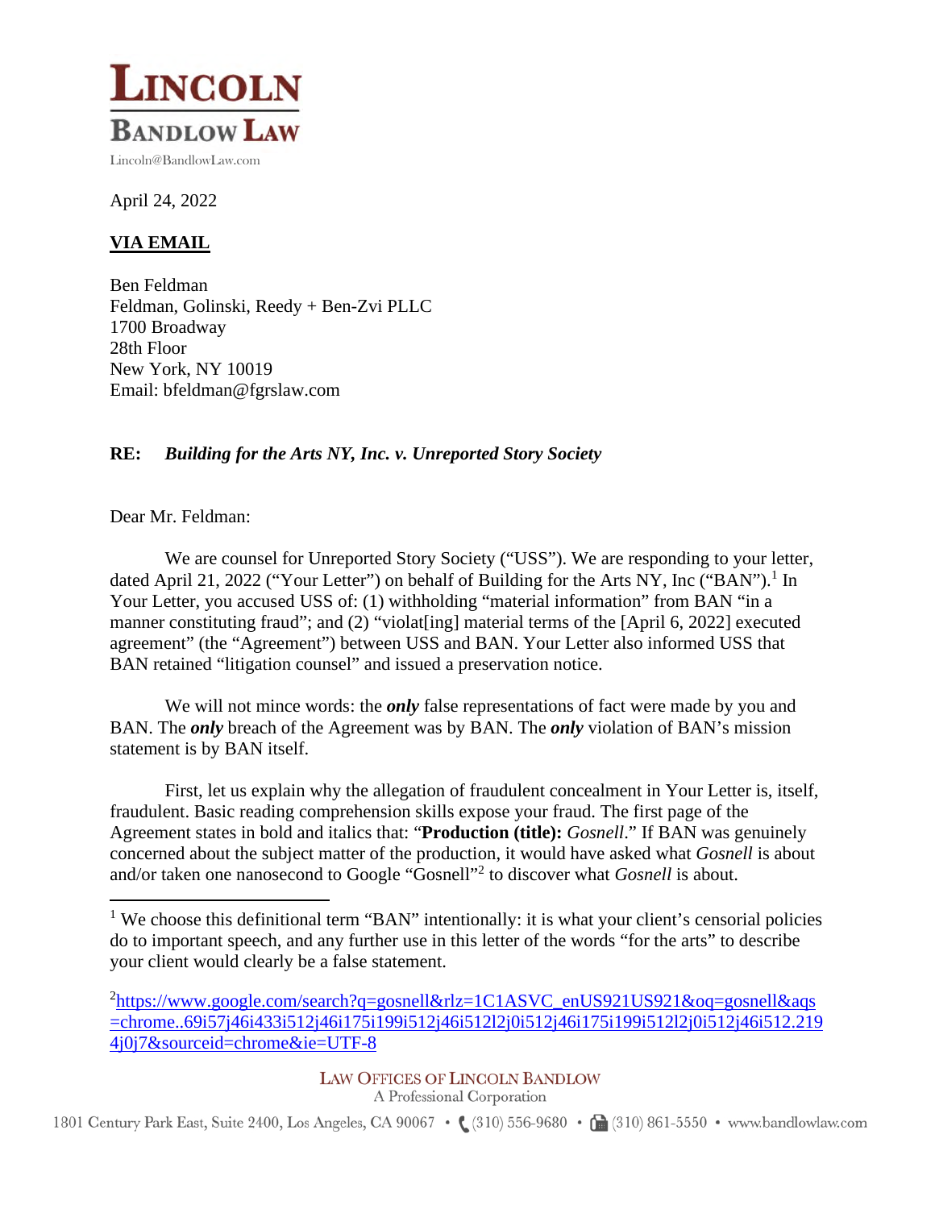# LINCOLN BANDLOW LAW

Lincoln@BandlowLaw.com

April 24, 2022

**VIA EMAIL**

Ben Feldman
Feldman, Golinski, Reedy + Ben-Zvi PLLC
1700 Broadway
28th Floor
New York, NY 10019
Email: bfeldman@fgrslaw.com

**RE: *Building for the Arts NY, Inc. v. Unreported Story Society***

Dear Mr. Feldman:

We are counsel for Unreported Story Society ("USS"). We are responding to your letter, dated April 21, 2022 ("Your Letter") on behalf of Building for the Arts NY, Inc ("BAN").[1] In Your Letter, you accused USS of: (1) withholding "material information" from BAN "in a manner constituting fraud"; and (2) "violat[ing] material terms of the [April 6, 2022] executed agreement" (the "Agreement") between USS and BAN. Your Letter also informed USS that BAN retained "litigation counsel" and issued a preservation notice.

We will not mince words: the ***only*** false representations of fact were made by you and BAN. The ***only*** breach of the Agreement was by BAN. The ***only*** violation of BAN's mission statement is by BAN itself.

First, let us explain why the allegation of fraudulent concealment in Your Letter is, itself, fraudulent. Basic reading comprehension skills expose your fraud. The first page of the Agreement states in bold and italics that: "**Production (title):** *Gosnell*." If BAN was genuinely concerned about the subject matter of the production, it would have asked what *Gosnell* is about and/or taken one nanosecond to Google "Gosnell"[2] to discover what *Gosnell* is about.

---

[1] We choose this definitional term "BAN" intentionally: it is what your client's censorial policies do to important speech, and any further use in this letter of the words "for the arts" to describe your client would clearly be a false statement.

[2] https://www.google.com/search?q=gosnell&rlz=1C1ASVC_enUS921US921&oq=gosnell&aqs=chrome..69i57j46i433i512j46i175i199i512j46i512l2j0i512j46i175i199i512l2j0i512j46i512.2194j0j7&sourceid=chrome&ie=UTF-8

LAW OFFICES OF LINCOLN BANDLOW
A Professional Corporation

1801 Century Park East, Suite 2400, Los Angeles, CA 90067 • (310) 556-9680 • (310) 861-5550 • www.bandlowlaw.com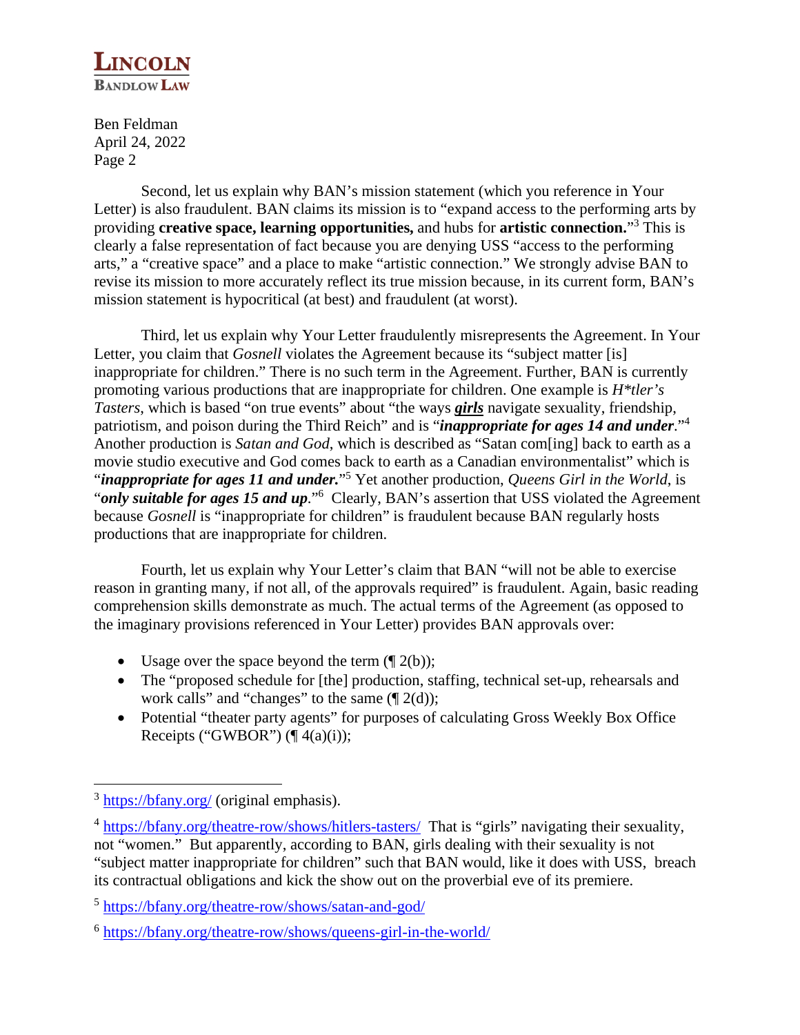Second, let us explain why BAN's mission statement (which you reference in Your Letter) is also fraudulent. BAN claims its mission is to "expand access to the performing arts by providing **creative space, learning opportunities,** and hubs for **artistic connection.**"[3] This is clearly a false representation of fact because you are denying USS "access to the performing arts," a "creative space" and a place to make "artistic connection." We strongly advise BAN to revise its mission to more accurately reflect its true mission because, in its current form, BAN's mission statement is hypocritical (at best) and fraudulent (at worst).

Third, let us explain why Your Letter fraudulently misrepresents the Agreement. In Your Letter, you claim that *Gosnell* violates the Agreement because its "subject matter [is] inappropriate for children." There is no such term in the Agreement. Further, BAN is currently promoting various productions that are inappropriate for children. One example is *H*tler's Tasters*, which is based "on true events" about "the ways ***girls*** navigate sexuality, friendship, patriotism, and poison during the Third Reich" and is "***inappropriate for ages 14 and under***."[4] Another production is *Satan and God*, which is described as "Satan com[ing] back to earth as a movie studio executive and God comes back to earth as a Canadian environmentalist" which is "***inappropriate for ages 11 and under.***"[5] Yet another production, *Queens Girl in the World*, is "***only suitable for ages 15 and up***."[6] Clearly, BAN's assertion that USS violated the Agreement because *Gosnell* is "inappropriate for children" is fraudulent because BAN regularly hosts productions that are inappropriate for children.

Fourth, let us explain why Your Letter's claim that BAN "will not be able to exercise reason in granting many, if not all, of the approvals required" is fraudulent. Again, basic reading comprehension skills demonstrate as much. The actual terms of the Agreement (as opposed to the imaginary provisions referenced in Your Letter) provides BAN approvals over:

- Usage over the space beyond the term (¶ 2(b));
- The "proposed schedule for [the] production, staffing, technical set-up, rehearsals and work calls" and "changes" to the same (¶ 2(d));
- Potential "theater party agents" for purposes of calculating Gross Weekly Box Office Receipts ("GWBOR") (¶ 4(a)(i));

---

[3] https://bfany.org/ (original emphasis).

[4] https://bfany.org/theatre-row/shows/hitlers-tasters/ That is "girls" navigating their sexuality, not "women." But apparently, according to BAN, girls dealing with their sexuality is not "subject matter inappropriate for children" such that BAN would, like it does with USS, breach its contractual obligations and kick the show out on the proverbial eve of its premiere.

[5] https://bfany.org/theatre-row/shows/satan-and-god/

[6] https://bfany.org/theatre-row/shows/queens-girl-in-the-world/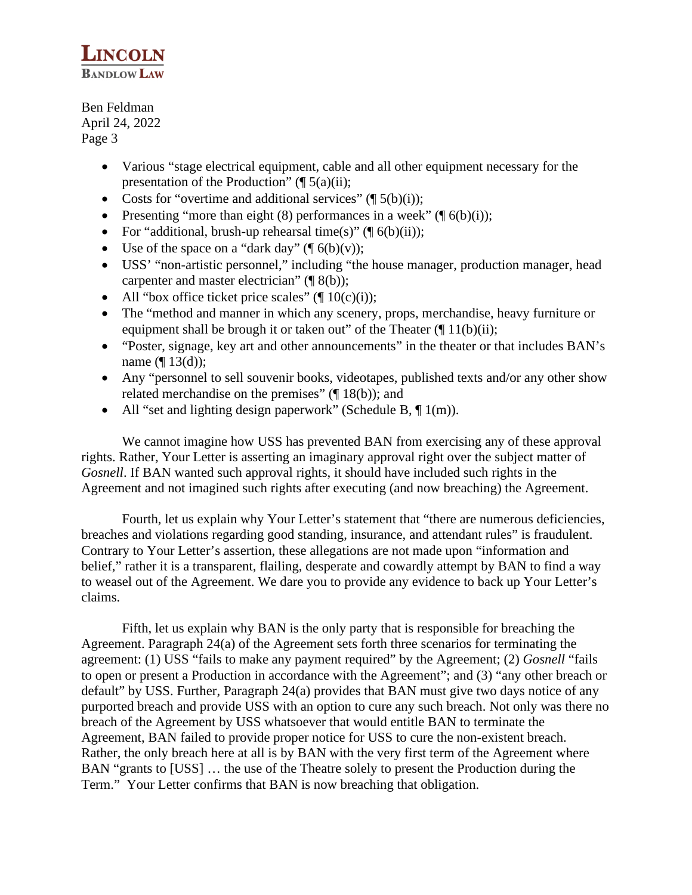- Various "stage electrical equipment, cable and all other equipment necessary for the presentation of the Production" (¶ 5(a)(ii);
- Costs for "overtime and additional services" (¶ 5(b)(i));
- Presenting "more than eight (8) performances in a week" (¶ 6(b)(i));
- For "additional, brush-up rehearsal time(s)" (¶ 6(b)(ii));
- Use of the space on a "dark day" (¶ 6(b)(v));
- USS' "non-artistic personnel," including "the house manager, production manager, head carpenter and master electrician" (¶ 8(b));
- All "box office ticket price scales" (¶ 10(c)(i));
- The "method and manner in which any scenery, props, merchandise, heavy furniture or equipment shall be brough it or taken out" of the Theater (¶ 11(b)(ii);
- "Poster, signage, key art and other announcements" in the theater or that includes BAN's name (¶ 13(d));
- Any "personnel to sell souvenir books, videotapes, published texts and/or any other show related merchandise on the premises" (¶ 18(b)); and
- All "set and lighting design paperwork" (Schedule B, ¶ 1(m)).

We cannot imagine how USS has prevented BAN from exercising any of these approval rights. Rather, Your Letter is asserting an imaginary approval right over the subject matter of *Gosnell*. If BAN wanted such approval rights, it should have included such rights in the Agreement and not imagined such rights after executing (and now breaching) the Agreement.

Fourth, let us explain why Your Letter's statement that "there are numerous deficiencies, breaches and violations regarding good standing, insurance, and attendant rules" is fraudulent. Contrary to Your Letter's assertion, these allegations are not made upon "information and belief," rather it is a transparent, flailing, desperate and cowardly attempt by BAN to find a way to weasel out of the Agreement. We dare you to provide any evidence to back up Your Letter's claims.

Fifth, let us explain why BAN is the only party that is responsible for breaching the Agreement. Paragraph 24(a) of the Agreement sets forth three scenarios for terminating the agreement: (1) USS "fails to make any payment required" by the Agreement; (2) *Gosnell* "fails to open or present a Production in accordance with the Agreement"; and (3) "any other breach or default" by USS. Further, Paragraph 24(a) provides that BAN must give two days notice of any purported breach and provide USS with an option to cure any such breach. Not only was there no breach of the Agreement by USS whatsoever that would entitle BAN to terminate the Agreement, BAN failed to provide proper notice for USS to cure the non-existent breach. Rather, the only breach here at all is by BAN with the very first term of the Agreement where BAN "grants to [USS] … the use of the Theatre solely to present the Production during the Term." Your Letter confirms that BAN is now breaching that obligation.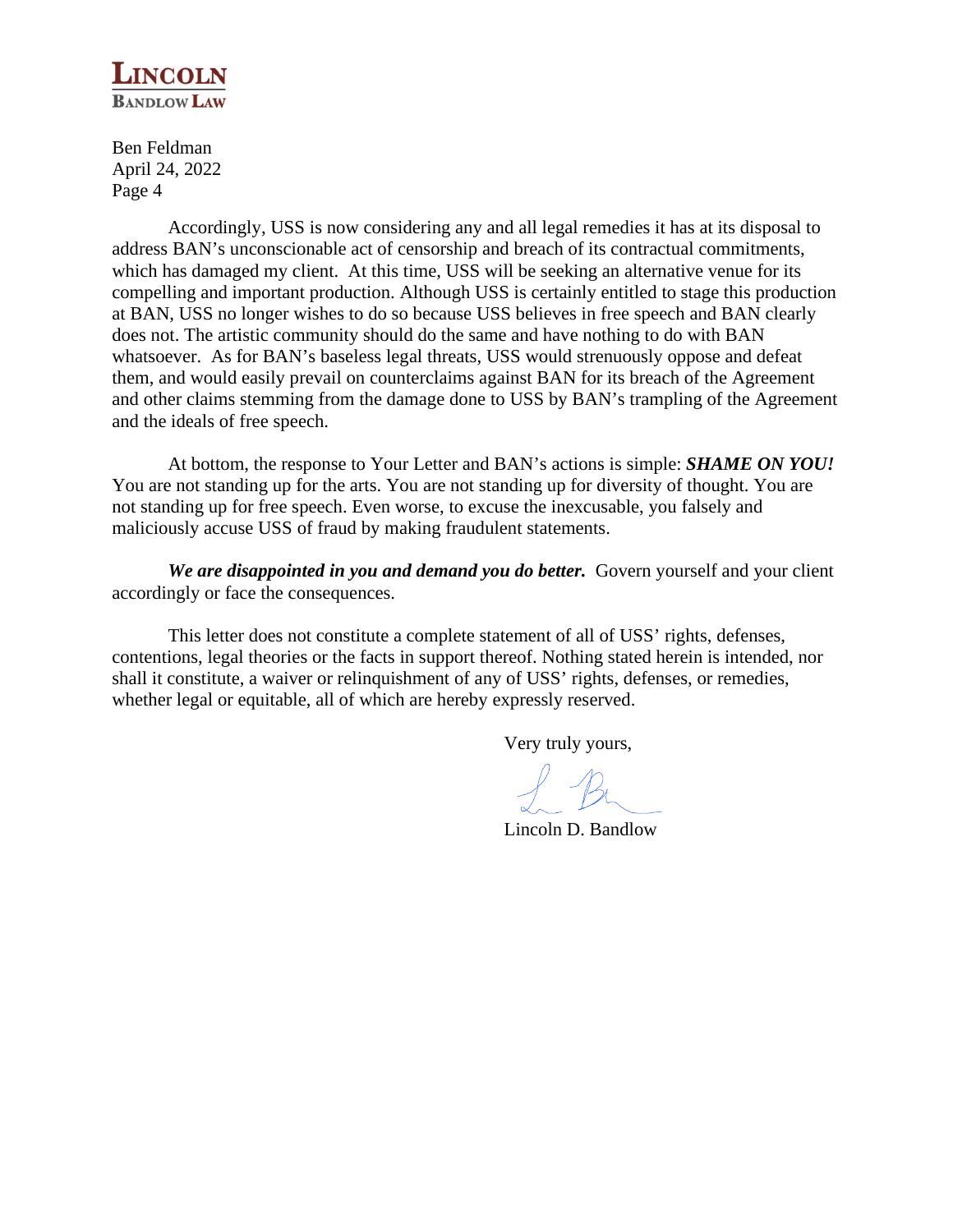Accordingly, USS is now considering any and all legal remedies it has at its disposal to address BAN's unconscionable act of censorship and breach of its contractual commitments, which has damaged my client. At this time, USS will be seeking an alternative venue for its compelling and important production. Although USS is certainly entitled to stage this production at BAN, USS no longer wishes to do so because USS believes in free speech and BAN clearly does not. The artistic community should do the same and have nothing to do with BAN whatsoever. As for BAN's baseless legal threats, USS would strenuously oppose and defeat them, and would easily prevail on counterclaims against BAN for its breach of the Agreement and other claims stemming from the damage done to USS by BAN's trampling of the Agreement and the ideals of free speech.

At bottom, the response to Your Letter and BAN's actions is simple: ***SHAME ON YOU!*** You are not standing up for the arts. You are not standing up for diversity of thought. You are not standing up for free speech. Even worse, to excuse the inexcusable, you falsely and maliciously accuse USS of fraud by making fraudulent statements.

***We are disappointed in you and demand you do better.*** Govern yourself and your client accordingly or face the consequences.

This letter does not constitute a complete statement of all of USS' rights, defenses, contentions, legal theories or the facts in support thereof. Nothing stated herein is intended, nor shall it constitute, a waiver or relinquishment of any of USS' rights, defenses, or remedies, whether legal or equitable, all of which are hereby expressly reserved.

Very truly yours,

Lincoln D. Bandlow